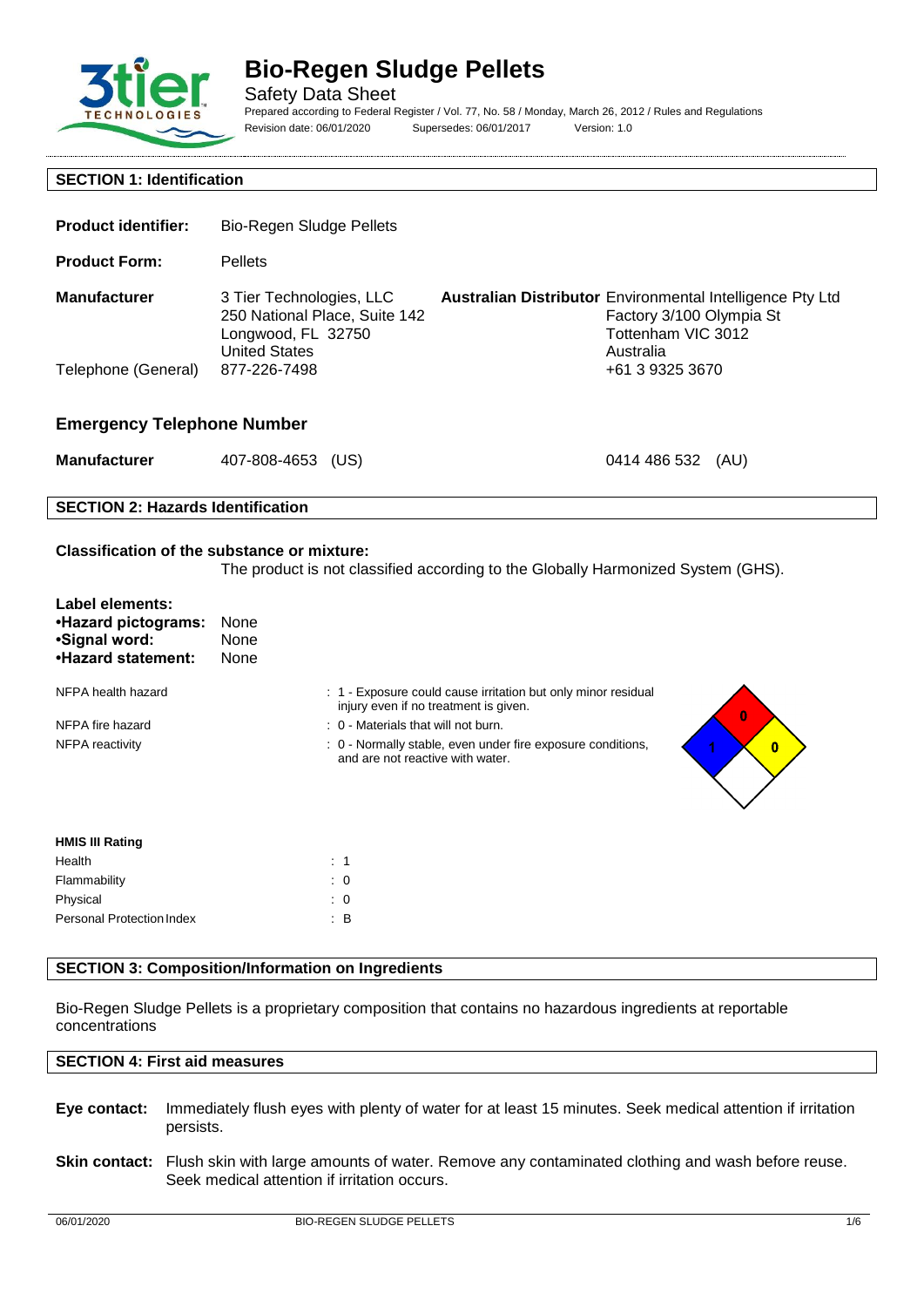# Bio-Regen Sludge Pellets

Safety Data Sheet

Prepared according to Federal Register / Vol. 77, No. 58 / Monday, March 26, 2012 / Rules and Regulations

Revision date: 06/01/2020 Supersedes: 06/01/2017 Version: 1.0

## SECTION 1: Identification

**Product identifier:** Bio-Regen Sludge Pellets

**Product Form:** Pellets

| | Manufacturer | Australian Distributor |
|---|---|---|
| Address | 3 Tier Technologies, LLC<br>250 National Place, Suite 142<br>Longwood, FL 32750<br>United States | Environmental Intelligence Pty Ltd<br>Factory 3/100 Olympia St<br>Tottenham VIC 3012<br>Australia |
| Telephone (General) | 877-226-7498 | +61 3 9325 3670 |

### Emergency Telephone Number

**Manufacturer** 407-808-4653 (US) 0414 486 532 (AU)

## SECTION 2: Hazards Identification

**Classification of the substance or mixture:**

The product is not classified according to the Globally Harmonized System (GHS).

**Label elements:**

- **Hazard pictograms:** None
- **Signal word:** None
- **Hazard statement:** None

| | |
|---|---|
| NFPA health hazard | : 1 - Exposure could cause irritation but only minor residual injury even if no treatment is given. |
| NFPA fire hazard | : 0 - Materials that will not burn. |
| NFPA reactivity | : 0 - Normally stable, even under fire exposure conditions, and are not reactive with water. |

**HMIS III Rating**

| | |
|---|---|
| Health | : 1 |
| Flammability | : 0 |
| Physical | : 0 |
| Personal Protection Index | : B |

## SECTION 3: Composition/Information on Ingredients

Bio-Regen Sludge Pellets is a proprietary composition that contains no hazardous ingredients at reportable concentrations

## SECTION 4: First aid measures

**Eye contact:** Immediately flush eyes with plenty of water for at least 15 minutes. Seek medical attention if irritation persists.

**Skin contact:** Flush skin with large amounts of water. Remove any contaminated clothing and wash before reuse. Seek medical attention if irritation occurs.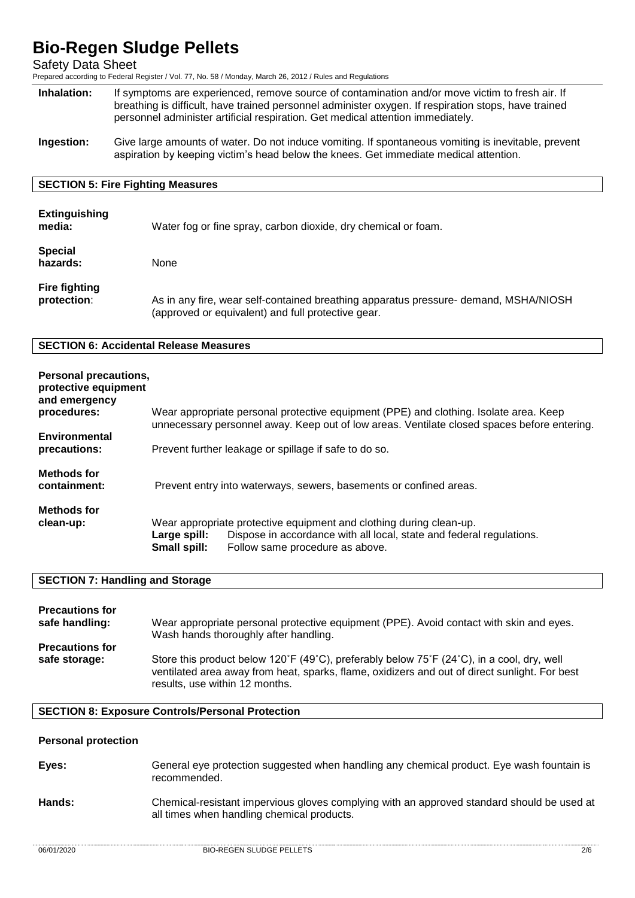**Inhalation:** If symptoms are experienced, remove source of contamination and/or move victim to fresh air. If breathing is difficult, have trained personnel administer oxygen. If respiration stops, have trained personnel administer artificial respiration. Get medical attention immediately.

**Ingestion:** Give large amounts of water. Do not induce vomiting. If spontaneous vomiting is inevitable, prevent aspiration by keeping victim's head below the knees. Get immediate medical attention.

## SECTION 5: Fire Fighting Measures

**Extinguishing media:** Water fog or fine spray, carbon dioxide, dry chemical or foam.

**Special hazards:** None

**Fire fighting protection**: As in any fire, wear self-contained breathing apparatus pressure- demand, MSHA/NIOSH (approved or equivalent) and full protective gear.

## SECTION 6: Accidental Release Measures

**Personal precautions, protective equipment and emergency procedures:** Wear appropriate personal protective equipment (PPE) and clothing. Isolate area. Keep unnecessary personnel away. Keep out of low areas. Ventilate closed spaces before entering.

**Environmental precautions:** Prevent further leakage or spillage if safe to do so.

**Methods for containment:** Prevent entry into waterways, sewers, basements or confined areas.

**Methods for clean-up:** Wear appropriate protective equipment and clothing during clean-up.

- **Large spill:** Dispose in accordance with all local, state and federal regulations.
- **Small spill:** Follow same procedure as above.

## SECTION 7: Handling and Storage

**Precautions for safe handling:** Wear appropriate personal protective equipment (PPE). Avoid contact with skin and eyes. Wash hands thoroughly after handling.

**Precautions for safe storage:** Store this product below 120˚F (49˚C), preferably below 75˚F (24˚C), in a cool, dry, well ventilated area away from heat, sparks, flame, oxidizers and out of direct sunlight. For best results, use within 12 months.

## SECTION 8: Exposure Controls/Personal Protection

### Personal protection

**Eyes:** General eye protection suggested when handling any chemical product. Eye wash fountain is recommended.

**Hands:** Chemical-resistant impervious gloves complying with an approved standard should be used at all times when handling chemical products.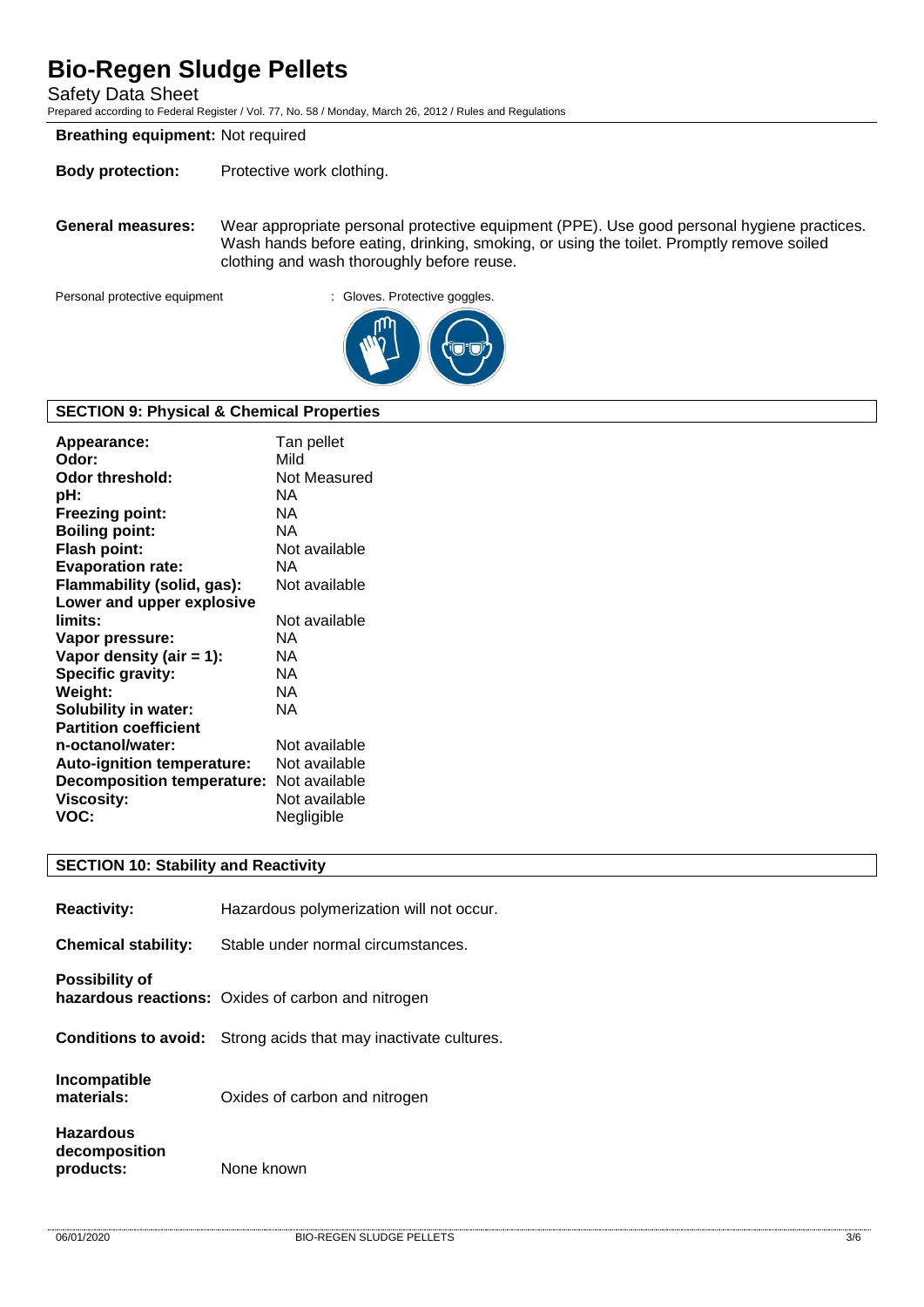**Breathing equipment:** Not required

**Body protection:** Protective work clothing.

**General measures:** Wear appropriate personal protective equipment (PPE). Use good personal hygiene practices. Wash hands before eating, drinking, smoking, or using the toilet. Promptly remove soiled clothing and wash thoroughly before reuse.

Personal protective equipment : Gloves. Protective goggles.

## SECTION 9: Physical & Chemical Properties

| | |
|---|---|
| **Appearance:** | Tan pellet |
| **Odor:** | Mild |
| **Odor threshold:** | Not Measured |
| **pH:** | NA |
| **Freezing point:** | NA |
| **Boiling point:** | NA |
| **Flash point:** | Not available |
| **Evaporation rate:** | NA |
| **Flammability (solid, gas):** | Not available |
| **Lower and upper explosive limits:** | Not available |
| **Vapor pressure:** | NA |
| **Vapor density (air = 1):** | NA |
| **Specific gravity:** | NA |
| **Weight:** | NA |
| **Solubility in water:** | NA |
| **Partition coefficient n-octanol/water:** | Not available |
| **Auto-ignition temperature:** | Not available |
| **Decomposition temperature:** | Not available |
| **Viscosity:** | Not available |
| **VOC:** | Negligible |

## SECTION 10: Stability and Reactivity

**Reactivity:** Hazardous polymerization will not occur.

**Chemical stability:** Stable under normal circumstances.

**Possibility of hazardous reactions:** Oxides of carbon and nitrogen

**Conditions to avoid:** Strong acids that may inactivate cultures.

**Incompatible materials:** Oxides of carbon and nitrogen

**Hazardous decomposition products:** None known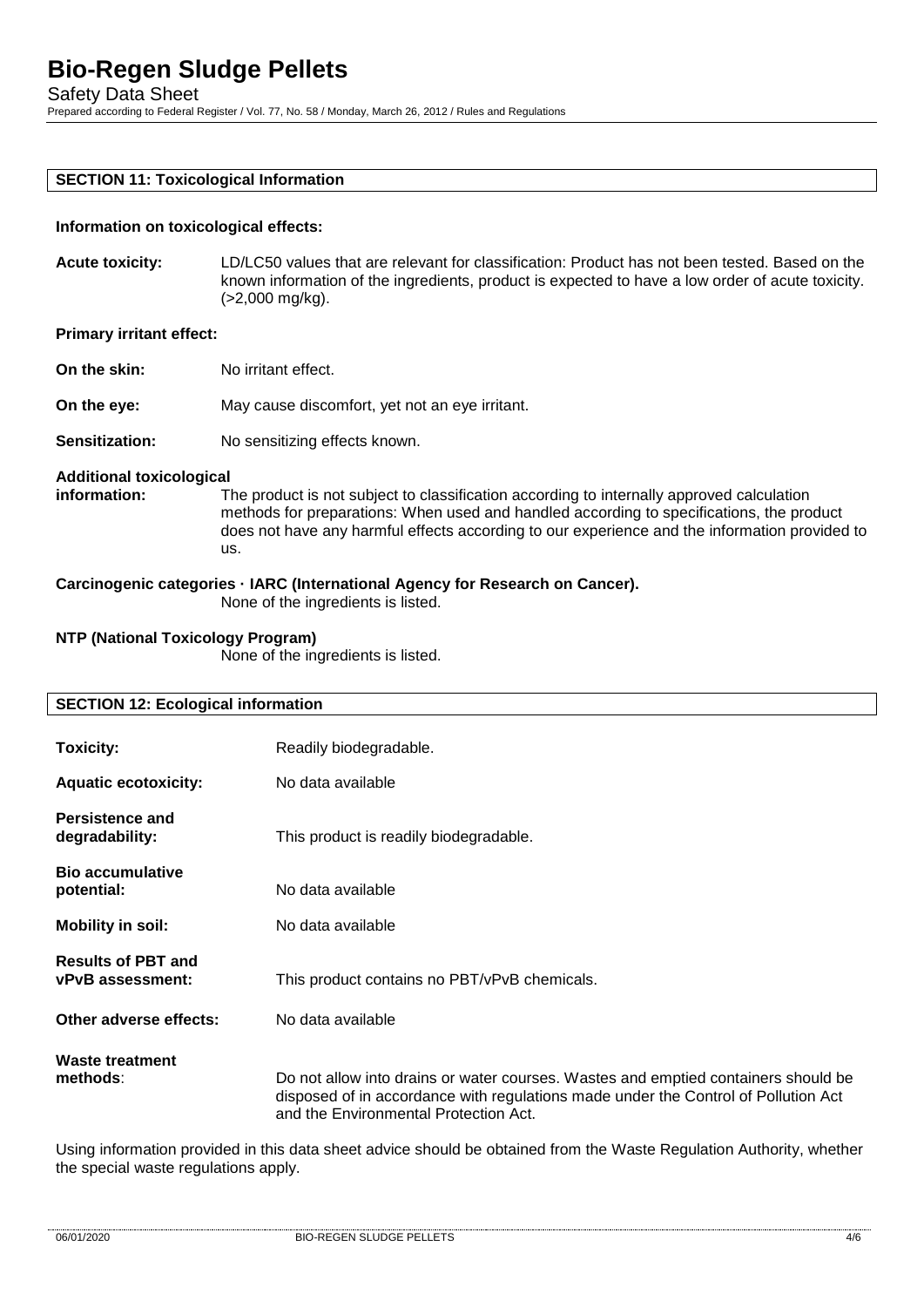## SECTION 11: Toxicological Information

**Information on toxicological effects:**

**Acute toxicity:** LD/LC50 values that are relevant for classification: Product has not been tested. Based on the known information of the ingredients, product is expected to have a low order of acute toxicity. (>2,000 mg/kg).

**Primary irritant effect:**

**On the skin:** No irritant effect.

**On the eye:** May cause discomfort, yet not an eye irritant.

**Sensitization:** No sensitizing effects known.

**Additional toxicological information:** The product is not subject to classification according to internally approved calculation methods for preparations: When used and handled according to specifications, the product does not have any harmful effects according to our experience and the information provided to us.

**Carcinogenic categories · IARC (International Agency for Research on Cancer).**
None of the ingredients is listed.

**NTP (National Toxicology Program)**
None of the ingredients is listed.

## SECTION 12: Ecological information

**Toxicity:** Readily biodegradable.

**Aquatic ecotoxicity:** No data available

**Persistence and degradability:** This product is readily biodegradable.

**Bio accumulative potential:** No data available

**Mobility in soil:** No data available

**Results of PBT and vPvB assessment:** This product contains no PBT/vPvB chemicals.

**Other adverse effects:** No data available

**Waste treatment methods**: Do not allow into drains or water courses. Wastes and emptied containers should be disposed of in accordance with regulations made under the Control of Pollution Act and the Environmental Protection Act.

Using information provided in this data sheet advice should be obtained from the Waste Regulation Authority, whether the special waste regulations apply.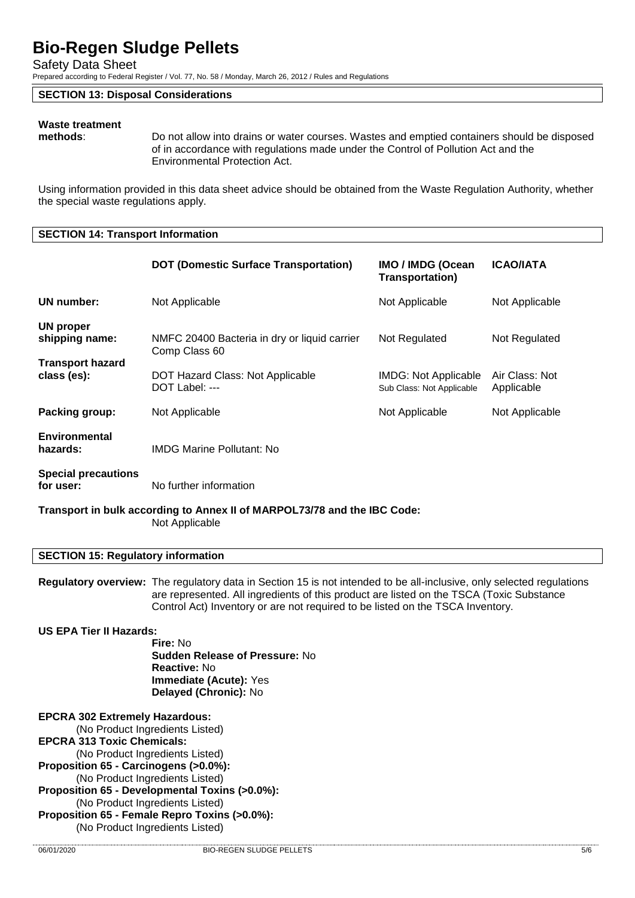## SECTION 13: Disposal Considerations

**Waste treatment methods**: Do not allow into drains or water courses. Wastes and emptied containers should be disposed of in accordance with regulations made under the Control of Pollution Act and the Environmental Protection Act.

Using information provided in this data sheet advice should be obtained from the Waste Regulation Authority, whether the special waste regulations apply.

## SECTION 14: Transport Information

| | DOT (Domestic Surface Transportation) | IMO / IMDG (Ocean Transportation) | ICAO/IATA |
|---|---|---|---|
| **UN number:** | Not Applicable | Not Applicable | Not Applicable |
| **UN proper shipping name:** | NMFC 20400 Bacteria in dry or liquid carrier Comp Class 60 | Not Regulated | Not Regulated |
| **Transport hazard class (es):** | DOT Hazard Class: Not Applicable DOT Label: --- | IMDG: Not Applicable Sub Class: Not Applicable | Air Class: Not Applicable |
| **Packing group:** | Not Applicable | Not Applicable | Not Applicable |
| **Environmental hazards:** | IMDG Marine Pollutant: No | | |
| **Special precautions for user:** | No further information | | |

**Transport in bulk according to Annex II of MARPOL73/78 and the IBC Code:**
Not Applicable

## SECTION 15: Regulatory information

**Regulatory overview:** The regulatory data in Section 15 is not intended to be all-inclusive, only selected regulations are represented. All ingredients of this product are listed on the TSCA (Toxic Substance Control Act) Inventory or are not required to be listed on the TSCA Inventory.

**US EPA Tier II Hazards:**

- **Fire:** No
- **Sudden Release of Pressure:** No
- **Reactive:** No
- **Immediate (Acute):** Yes
- **Delayed (Chronic):** No

**EPCRA 302 Extremely Hazardous:**
(No Product Ingredients Listed)

**EPCRA 313 Toxic Chemicals:**
(No Product Ingredients Listed)

**Proposition 65 - Carcinogens (>0.0%):**
(No Product Ingredients Listed)

**Proposition 65 - Developmental Toxins (>0.0%):**
(No Product Ingredients Listed)

**Proposition 65 - Female Repro Toxins (>0.0%):**
(No Product Ingredients Listed)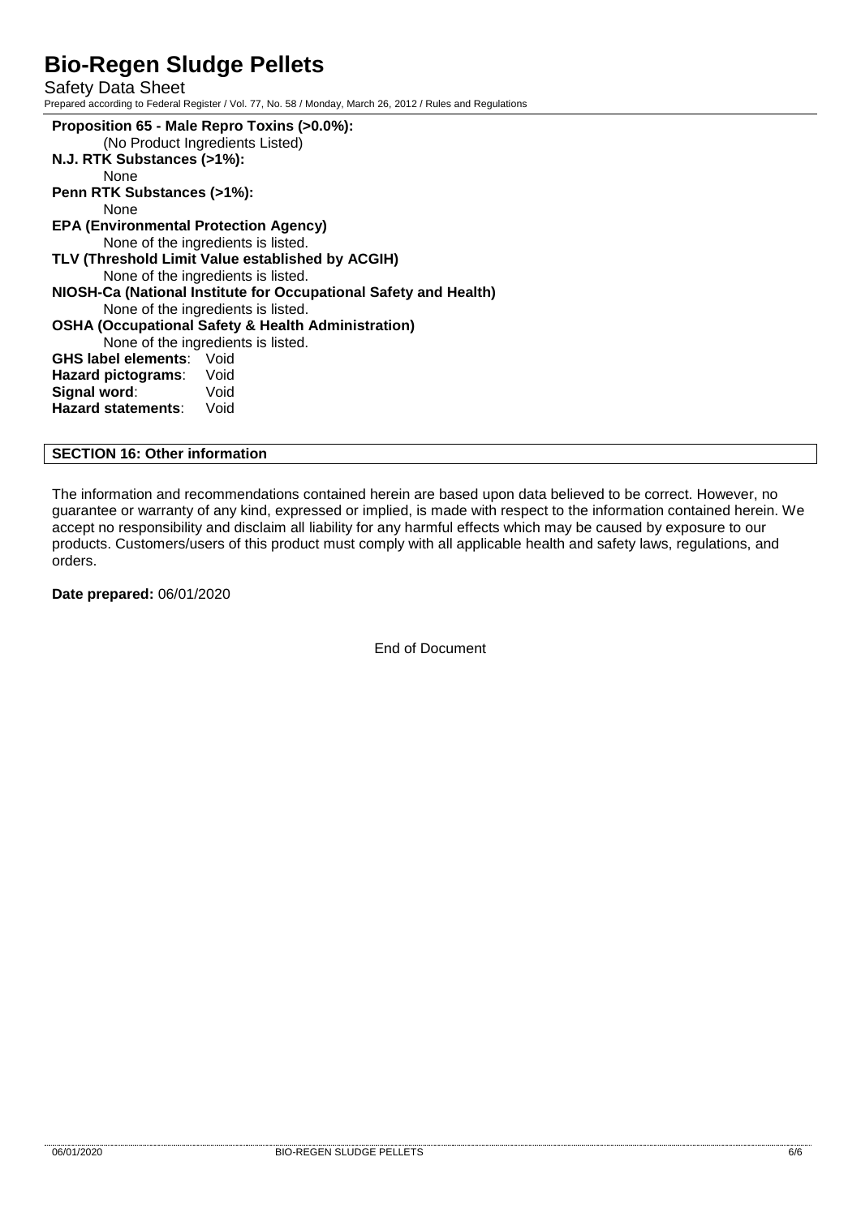**Proposition 65 - Male Repro Toxins (>0.0%):**
(No Product Ingredients Listed)

**N.J. RTK Substances (>1%):**
None

**Penn RTK Substances (>1%):**
None

**EPA (Environmental Protection Agency)**
None of the ingredients is listed.

**TLV (Threshold Limit Value established by ACGIH)**
None of the ingredients is listed.

**NIOSH-Ca (National Institute for Occupational Safety and Health)**
None of the ingredients is listed.

**OSHA (Occupational Safety & Health Administration)**
None of the ingredients is listed.

**GHS label elements**: Void
**Hazard pictograms**: Void
**Signal word**: Void
**Hazard statements**: Void

## SECTION 16: Other information

The information and recommendations contained herein are based upon data believed to be correct. However, no guarantee or warranty of any kind, expressed or implied, is made with respect to the information contained herein. We accept no responsibility and disclaim all liability for any harmful effects which may be caused by exposure to our products. Customers/users of this product must comply with all applicable health and safety laws, regulations, and orders.

**Date prepared:** 06/01/2020

End of Document